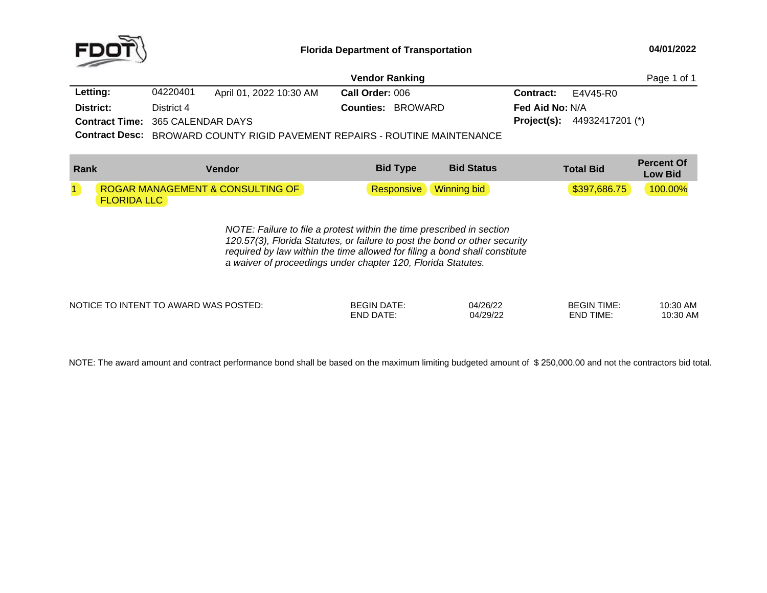**Florida Department of Transportation**

04/01/2022

## Vendor Ranking

| | | | | | |
|---|---|---|---|---|---|
| **Letting:** | 04220401 | April 01, 2022 10:30 AM | **Call Order:** 006 | **Contract:** | E4V45-R0 |
| **District:** | District 4 | | **Counties:** BROWARD | **Fed Aid No:** N/A | |
| **Contract Time:** | 365 CALENDAR DAYS | | | **Project(s):** | 44932417201 (*) |
| **Contract Desc:** | BROWARD COUNTY RIGID PAVEMENT REPAIRS - ROUTINE MAINTENANCE | | | | |

| Rank | Vendor | Bid Type | Bid Status | Total Bid | Percent Of Low Bid |
|---|---|---|---|---|---|
| 1 | ROGAR MANAGEMENT & CONSULTING OF FLORIDA LLC | Responsive | Winning bid | $397,686.75 | 100.00% |

*NOTE: Failure to file a protest within the time prescribed in section 120.57(3), Florida Statutes, or failure to post the bond or other security required by law within the time allowed for filing a bond shall constitute a waiver of proceedings under chapter 120, Florida Statutes.*

| NOTICE TO INTENT TO AWARD WAS POSTED: | | | | |
|---|---|---|---|---|
| | BEGIN DATE: | 04/26/22 | BEGIN TIME: | 10:30 AM |
| | END DATE: | 04/29/22 | END TIME: | 10:30 AM |

NOTE: The award amount and contract performance bond shall be based on the maximum limiting budgeted amount of $ 250,000.00 and not the contractors bid total.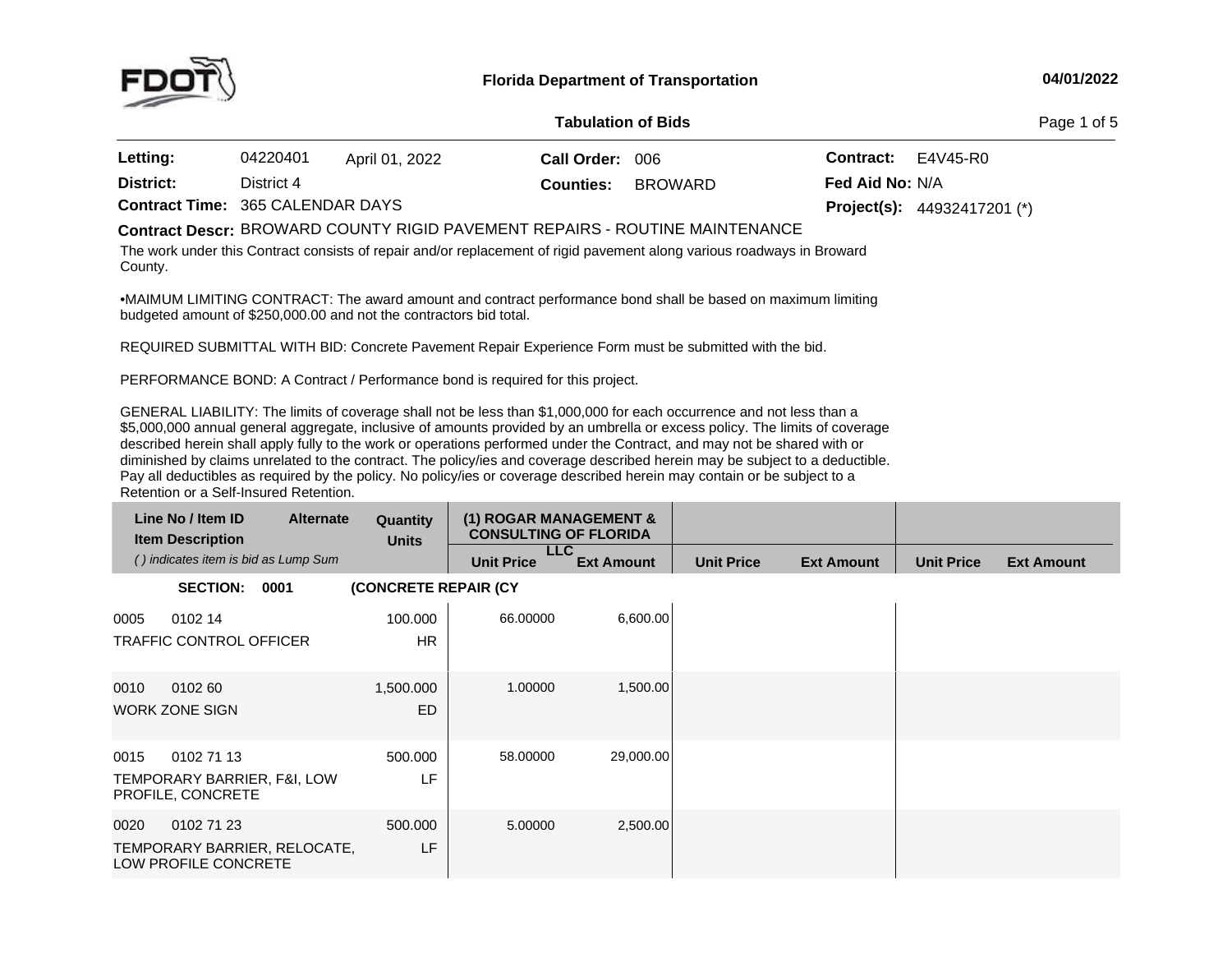# Florida Department of Transportation

04/01/2022

## Tabulation of Bids

| | | | | | |
|---|---|---|---|---|---|
| **Letting:** | 04220401 April 01, 2022 | **Call Order:** | 006 | **Contract:** | E4V45-R0 |
| **District:** | District 4 | **Counties:** | BROWARD | **Fed Aid No:** | N/A |
| **Contract Time:** | 365 CALENDAR DAYS | | | **Project(s):** | 44932417201 (*) |

**Contract Descr:** BROWARD COUNTY RIGID PAVEMENT REPAIRS - ROUTINE MAINTENANCE

The work under this Contract consists of repair and/or replacement of rigid pavement along various roadways in Broward County.

•MAIMUM LIMITING CONTRACT: The award amount and contract performance bond shall be based on maximum limiting budgeted amount of $250,000.00 and not the contractors bid total.

REQUIRED SUBMITTAL WITH BID: Concrete Pavement Repair Experience Form must be submitted with the bid.

PERFORMANCE BOND: A Contract / Performance bond is required for this project.

GENERAL LIABILITY: The limits of coverage shall not be less than $1,000,000 for each occurrence and not less than a $5,000,000 annual general aggregate, inclusive of amounts provided by an umbrella or excess policy. The limits of coverage described herein shall apply fully to the work or operations performed under the Contract, and may not be shared with or diminished by claims unrelated to the contract. The policy/ies and coverage described herein may be subject to a deductible. Pay all deductibles as required by the policy. No policy/ies or coverage described herein may contain or be subject to a Retention or a Self-Insured Retention.

| Line No / Item ID / Item Description / ( ) indicates item is bid as Lump Sum | Alternate | Quantity / Units | (1) ROGAR MANAGEMENT & CONSULTING OF FLORIDA LLC | | | | | |
|---|---|---|---|---|---|---|---|---|
| | | | Unit Price | Ext Amount | Unit Price | Ext Amount | Unit Price | Ext Amount |
| **SECTION: 0001** | | **(CONCRETE REPAIR (CY** | | | | | | |
| 0005 0102 14 TRAFFIC CONTROL OFFICER | | 100.000 HR | 66.00000 | 6,600.00 | | | | |
| 0010 0102 60 WORK ZONE SIGN | | 1,500.000 ED | 1.00000 | 1,500.00 | | | | |
| 0015 0102 71 13 TEMPORARY BARRIER, F&I, LOW PROFILE, CONCRETE | | 500.000 LF | 58.00000 | 29,000.00 | | | | |
| 0020 0102 71 23 TEMPORARY BARRIER, RELOCATE, LOW PROFILE CONCRETE | | 500.000 LF | 5.00000 | 2,500.00 | | | | |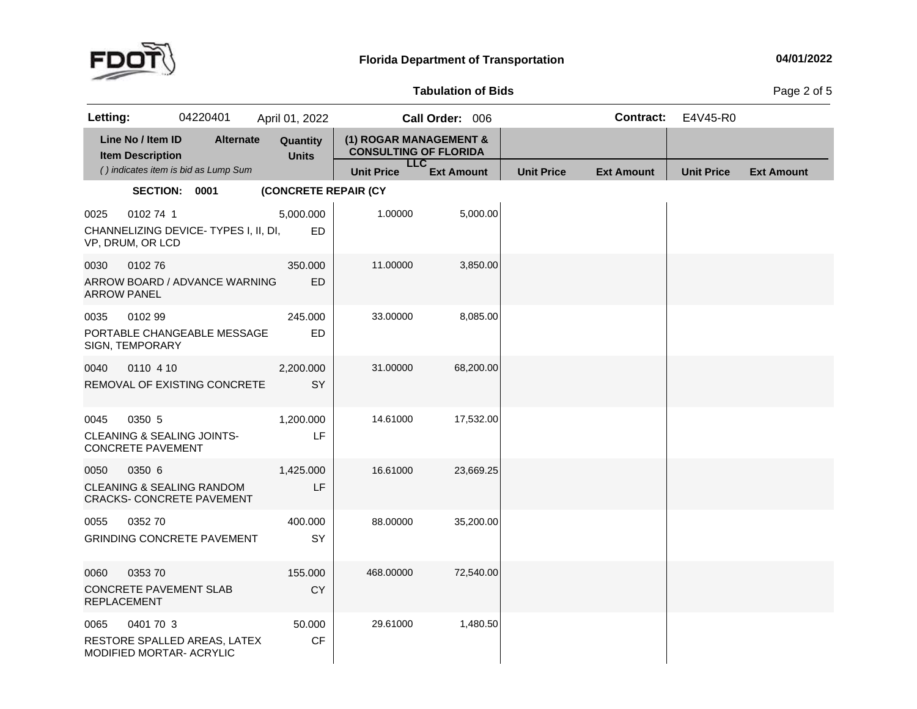**Florida Department of Transportation**

**Tabulation of Bids**

| **Letting:** | 04220401 | April 01, 2022 | **Call Order:** 006 | **Contract:** | E4V45-R0 |
|---|---|---|---|---|---|

| Line No / Item ID / Item Description | Alternate | Quantity / Units | (1) ROGAR MANAGEMENT & CONSULTING OF FLORIDA LLC Unit Price | Ext Amount | Unit Price | Ext Amount | Unit Price | Ext Amount |
|---|---|---|---|---|---|---|---|---|
| *( ) indicates item is bid as Lump Sum* | | | | | | | | |
| **SECTION: 0001** | | **(CONCRETE REPAIR (CY** | | | | | | |
| 0025 0102 74 1 CHANNELIZING DEVICE- TYPES I, II, DI, VP, DRUM, OR LCD | | 5,000.000 ED | 1.00000 | 5,000.00 | | | | |
| 0030 0102 76 ARROW BOARD / ADVANCE WARNING ARROW PANEL | | 350.000 ED | 11.00000 | 3,850.00 | | | | |
| 0035 0102 99 PORTABLE CHANGEABLE MESSAGE SIGN, TEMPORARY | | 245.000 ED | 33.00000 | 8,085.00 | | | | |
| 0040 0110 4 10 REMOVAL OF EXISTING CONCRETE | | 2,200.000 SY | 31.00000 | 68,200.00 | | | | |
| 0045 0350 5 CLEANING & SEALING JOINTS- CONCRETE PAVEMENT | | 1,200.000 LF | 14.61000 | 17,532.00 | | | | |
| 0050 0350 6 CLEANING & SEALING RANDOM CRACKS- CONCRETE PAVEMENT | | 1,425.000 LF | 16.61000 | 23,669.25 | | | | |
| 0055 0352 70 GRINDING CONCRETE PAVEMENT | | 400.000 SY | 88.00000 | 35,200.00 | | | | |
| 0060 0353 70 CONCRETE PAVEMENT SLAB REPLACEMENT | | 155.000 CY | 468.00000 | 72,540.00 | | | | |
| 0065 0401 70 3 RESTORE SPALLED AREAS, LATEX MODIFIED MORTAR- ACRYLIC | | 50.000 CF | 29.61000 | 1,480.50 | | | | |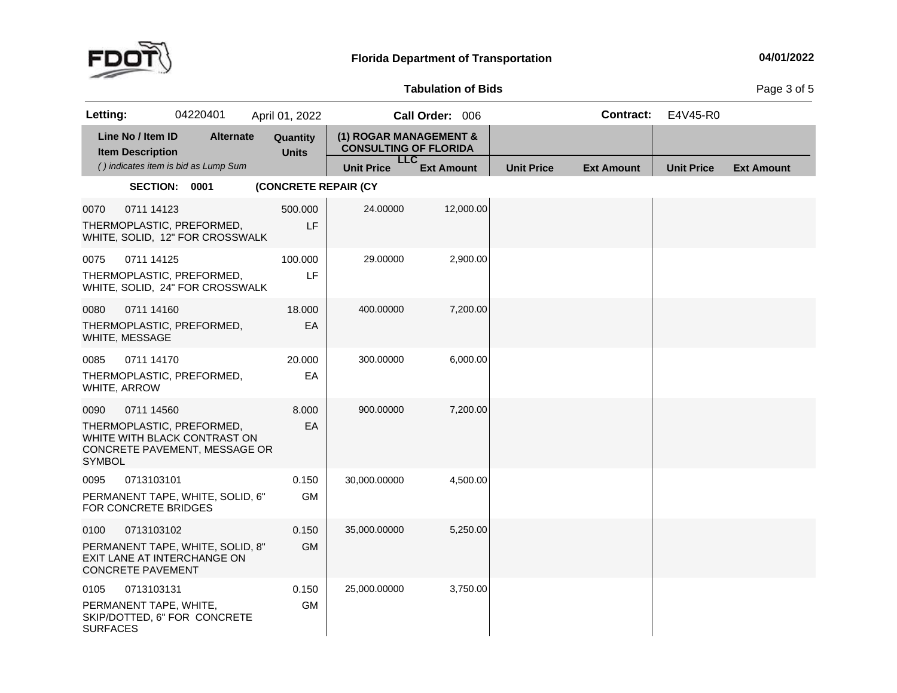**Florida Department of Transportation** — 04/01/2022

**Tabulation of Bids**

| **Letting:** | 04220401 | April 01, 2022 | **Call Order:** 006 | **Contract:** | E4V45-R0 |
|---|---|---|---|---|---|

| Line No / Item ID | Item Description | Alternate | Quantity / Units | (1) ROGAR MANAGEMENT & CONSULTING OF FLORIDA LLC Unit Price | Ext Amount | Unit Price | Ext Amount | Unit Price | Ext Amount |
|---|---|---|---|---|---|---|---|---|---|
| **SECTION: 0001** | **(CONCRETE REPAIR (CY** | | | | | | | | |
| 0070 0711 14123 | THERMOPLASTIC, PREFORMED, WHITE, SOLID, 12" FOR CROSSWALK | | 500.000 LF | 24.00000 | 12,000.00 | | | | |
| 0075 0711 14125 | THERMOPLASTIC, PREFORMED, WHITE, SOLID, 24" FOR CROSSWALK | | 100.000 LF | 29.00000 | 2,900.00 | | | | |
| 0080 0711 14160 | THERMOPLASTIC, PREFORMED, WHITE, MESSAGE | | 18.000 EA | 400.00000 | 7,200.00 | | | | |
| 0085 0711 14170 | THERMOPLASTIC, PREFORMED, WHITE, ARROW | | 20.000 EA | 300.00000 | 6,000.00 | | | | |
| 0090 0711 14560 | THERMOPLASTIC, PREFORMED, WHITE WITH BLACK CONTRAST ON CONCRETE PAVEMENT, MESSAGE OR SYMBOL | | 8.000 EA | 900.00000 | 7,200.00 | | | | |
| 0095 0713103101 | PERMANENT TAPE, WHITE, SOLID, 6" FOR CONCRETE BRIDGES | | 0.150 GM | 30,000.00000 | 4,500.00 | | | | |
| 0100 0713103102 | PERMANENT TAPE, WHITE, SOLID, 8" EXIT LANE AT INTERCHANGE ON CONCRETE PAVEMENT | | 0.150 GM | 35,000.00000 | 5,250.00 | | | | |
| 0105 0713103131 | PERMANENT TAPE, WHITE, SKIP/DOTTED, 6" FOR CONCRETE SURFACES | | 0.150 GM | 25,000.00000 | 3,750.00 | | | | |

*( ) indicates item is bid as Lump Sum*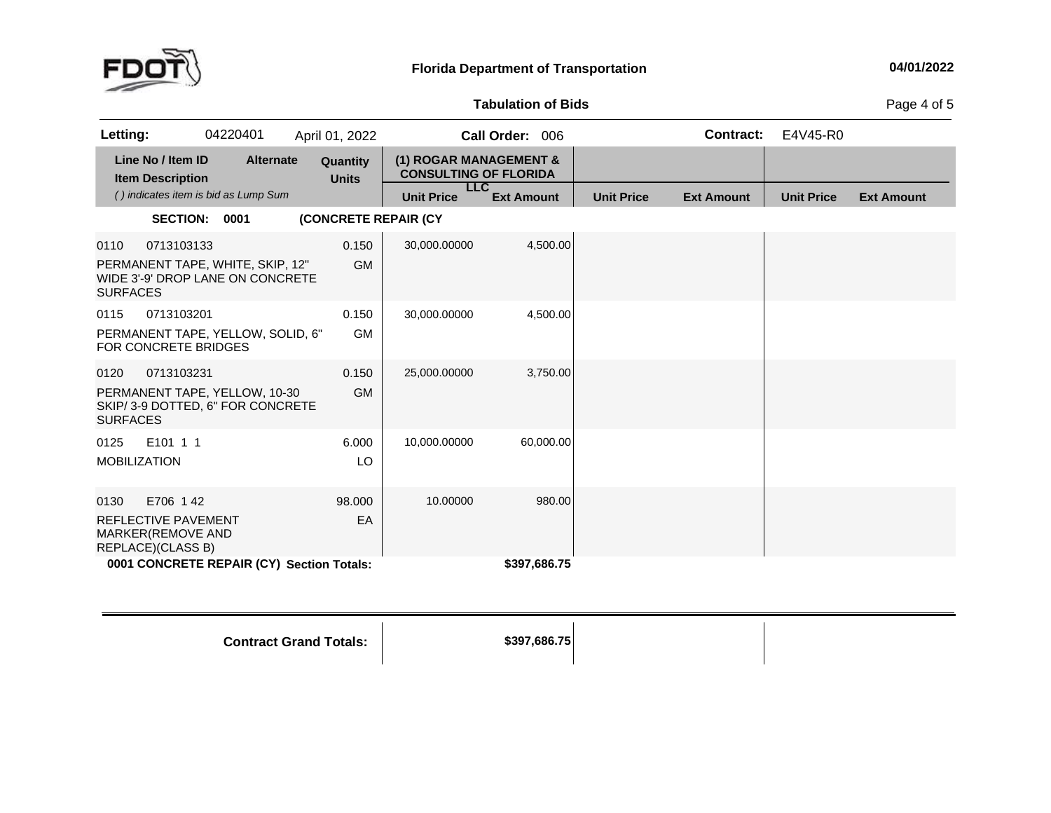**Florida Department of Transportation** 04/01/2022

**Tabulation of Bids**

| **Letting:** | 04220401 | April 01, 2022 | **Call Order:** 006 | **Contract:** | E4V45-R0 |
|---|---|---|---|---|---|

| Line No / Item ID | Item Description | Alternate | Quantity | Units | (1) ROGAR MANAGEMENT & CONSULTING OF FLORIDA LLC Unit Price | (1) ROGAR MANAGEMENT & CONSULTING OF FLORIDA LLC Ext Amount | Unit Price | Ext Amount | Unit Price | Ext Amount |
|---|---|---|---|---|---|---|---|---|---|---|
| *( ) indicates item is bid as Lump Sum* | | | | | | | | | | |
| **SECTION: 0001** | **(CONCRETE REPAIR (CY** | | | | | | | | | |
| 0110 0713103133 | PERMANENT TAPE, WHITE, SKIP, 12" WIDE 3'-9' DROP LANE ON CONCRETE SURFACES | | 0.150 | GM | 30,000.00000 | 4,500.00 | | | | |
| 0115 0713103201 | PERMANENT TAPE, YELLOW, SOLID, 6" FOR CONCRETE BRIDGES | | 0.150 | GM | 30,000.00000 | 4,500.00 | | | | |
| 0120 0713103231 | PERMANENT TAPE, YELLOW, 10-30 SKIP/ 3-9 DOTTED, 6" FOR CONCRETE SURFACES | | 0.150 | GM | 25,000.00000 | 3,750.00 | | | | |
| 0125 E101 1 1 | MOBILIZATION | | 6.000 | LO | 10,000.00000 | 60,000.00 | | | | |
| 0130 E706 1 42 | REFLECTIVE PAVEMENT MARKER(REMOVE AND REPLACE)(CLASS B) | | 98.000 | EA | 10.00000 | 980.00 | | | | |
| **0001 CONCRETE REPAIR (CY) Section Totals:** | | | | | | **$397,686.75** | | | | |
| **Contract Grand Totals:** | | | | | | **$397,686.75** | | | | |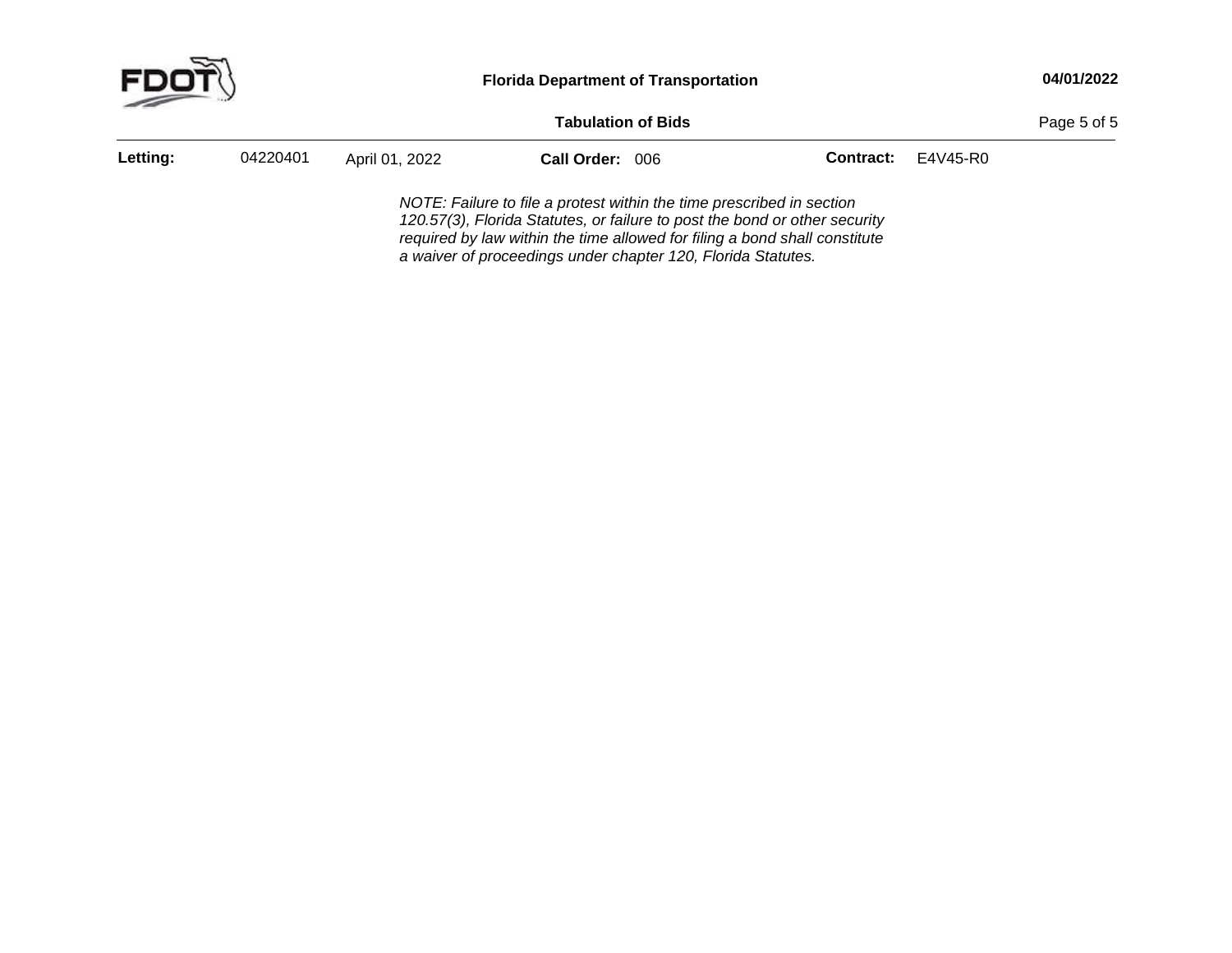**Letting:** 04220401 April 01, 2022 **Call Order:** 006 **Contract:** E4V45-R0

*NOTE: Failure to file a protest within the time prescribed in section 120.57(3), Florida Statutes, or failure to post the bond or other security required by law within the time allowed for filing a bond shall constitute a waiver of proceedings under chapter 120, Florida Statutes.*